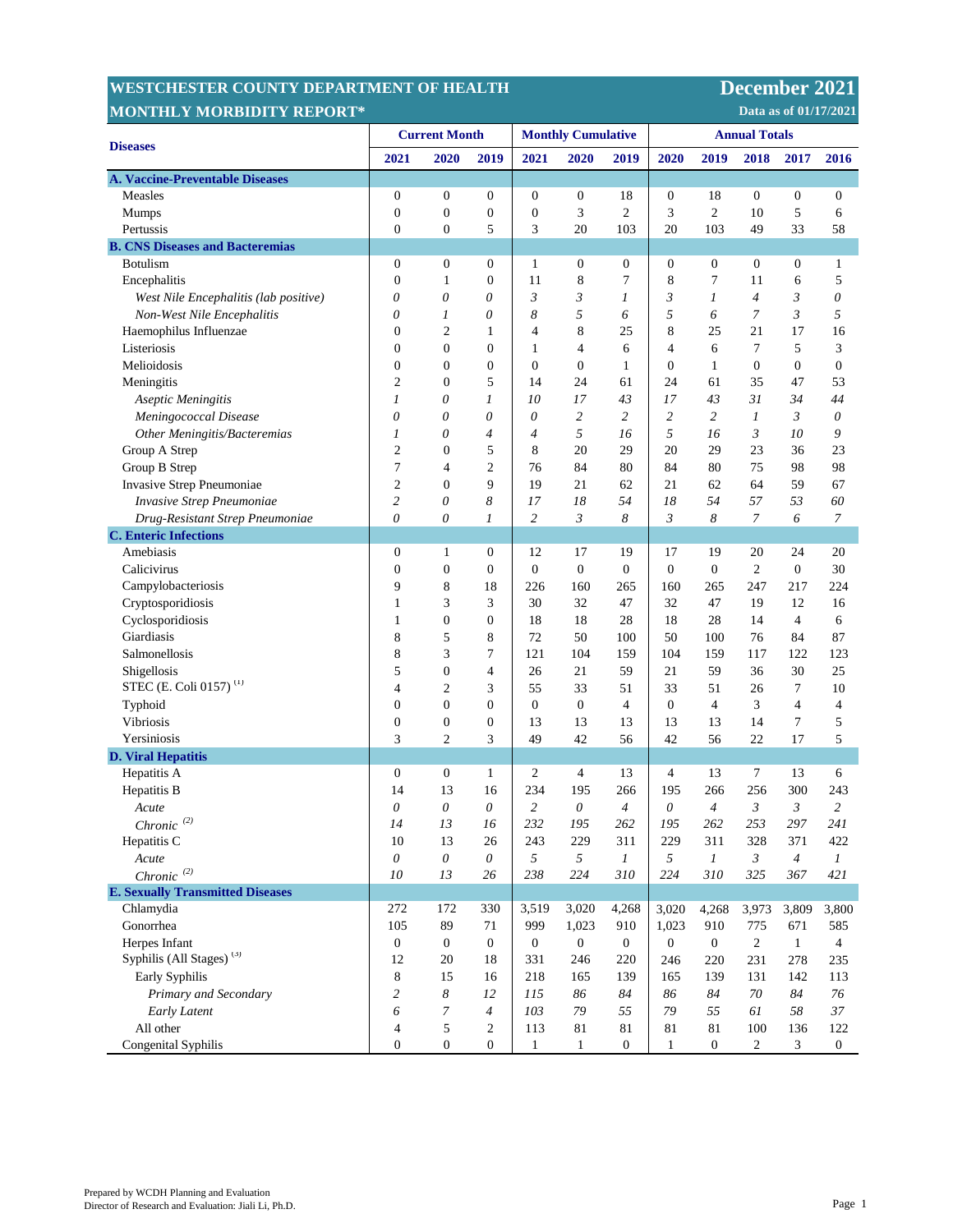# WESTCHESTER COUNTY DEPARTMENT OF HEALTH

## MONTHLY MORBIDITY REPORT*

**December 2021**

**Data as of 01/17/2021**

| Diseases | Current Month | | | Monthly Cumulative | | | Annual Totals | | | | |
|---|---|---|---|---|---|---|---|---|---|---|---|
| | 2021 | 2020 | 2019 | 2021 | 2020 | 2019 | 2020 | 2019 | 2018 | 2017 | 2016 |
| **A. Vaccine-Preventable Diseases** | | | | | | | | | | | |
| Measles | 0 | 0 | 0 | 0 | 0 | 18 | 0 | 18 | 0 | 0 | 0 |
| Mumps | 0 | 0 | 0 | 0 | 3 | 2 | 3 | 2 | 10 | 5 | 6 |
| Pertussis | 0 | 0 | 5 | 3 | 20 | 103 | 20 | 103 | 49 | 33 | 58 |
| **B. CNS Diseases and Bacteremias** | | | | | | | | | | | |
| Botulism | 0 | 0 | 0 | 1 | 0 | 0 | 0 | 0 | 0 | 0 | 1 |
| Encephalitis | 0 | 1 | 0 | 11 | 8 | 7 | 8 | 7 | 11 | 6 | 5 |
| *West Nile Encephalitis (lab positive)* | *0* | *0* | *0* | *3* | *3* | *1* | *3* | *1* | *4* | *3* | *0* |
| *Non-West Nile Encephalitis* | *0* | *1* | *0* | *8* | *5* | *6* | *5* | *6* | *7* | *3* | *5* |
| Haemophilus Influenzae | 0 | 2 | 1 | 4 | 8 | 25 | 8 | 25 | 21 | 17 | 16 |
| Listeriosis | 0 | 0 | 0 | 1 | 4 | 6 | 4 | 6 | 7 | 5 | 3 |
| Melioidosis | 0 | 0 | 0 | 0 | 0 | 1 | 0 | 1 | 0 | 0 | 0 |
| Meningitis | 2 | 0 | 5 | 14 | 24 | 61 | 24 | 61 | 35 | 47 | 53 |
| *Aseptic Meningitis* | *1* | *0* | *1* | *10* | *17* | *43* | *17* | *43* | *31* | *34* | *44* |
| *Meningococcal Disease* | *0* | *0* | *0* | *0* | *2* | *2* | *2* | *2* | *1* | *3* | *0* |
| *Other Meningitis/Bacteremias* | *1* | *0* | *4* | *4* | *5* | *16* | *5* | *16* | *3* | *10* | *9* |
| Group A Strep | 2 | 0 | 5 | 8 | 20 | 29 | 20 | 29 | 23 | 36 | 23 |
| Group B Strep | 7 | 4 | 2 | 76 | 84 | 80 | 84 | 80 | 75 | 98 | 98 |
| Invasive Strep Pneumoniae | 2 | 0 | 9 | 19 | 21 | 62 | 21 | 62 | 64 | 59 | 67 |
| *Invasive Strep Pneumoniae* | *2* | *0* | *8* | *17* | *18* | *54* | *18* | *54* | *57* | *53* | *60* |
| *Drug-Resistant Strep Pneumoniae* | *0* | *0* | *1* | *2* | *3* | *8* | *3* | *8* | *7* | *6* | *7* |
| **C. Enteric Infections** | | | | | | | | | | | |
| Amebiasis | 0 | 1 | 0 | 12 | 17 | 19 | 17 | 19 | 20 | 24 | 20 |
| Calicivirus | 0 | 0 | 0 | 0 | 0 | 0 | 0 | 0 | 2 | 0 | 30 |
| Campylobacteriosis | 9 | 8 | 18 | 226 | 160 | 265 | 160 | 265 | 247 | 217 | 224 |
| Cryptosporidiosis | 1 | 3 | 3 | 30 | 32 | 47 | 32 | 47 | 19 | 12 | 16 |
| Cyclosporidiosis | 1 | 0 | 0 | 18 | 18 | 28 | 18 | 28 | 14 | 4 | 6 |
| Giardiasis | 8 | 5 | 8 | 72 | 50 | 100 | 50 | 100 | 76 | 84 | 87 |
| Salmonellosis | 8 | 3 | 7 | 121 | 104 | 159 | 104 | 159 | 117 | 122 | 123 |
| Shigellosis | 5 | 0 | 4 | 26 | 21 | 59 | 21 | 59 | 36 | 30 | 25 |
| STEC (E. Coli 0157) [1] | 4 | 2 | 3 | 55 | 33 | 51 | 33 | 51 | 26 | 7 | 10 |
| Typhoid | 0 | 0 | 0 | 0 | 0 | 4 | 0 | 4 | 3 | 4 | 4 |
| Vibriosis | 0 | 0 | 0 | 13 | 13 | 13 | 13 | 13 | 14 | 7 | 5 |
| Yersiniosis | 3 | 2 | 3 | 49 | 42 | 56 | 42 | 56 | 22 | 17 | 5 |
| **D. Viral Hepatitis** | | | | | | | | | | | |
| Hepatitis A | 0 | 0 | 1 | 2 | 4 | 13 | 4 | 13 | 7 | 13 | 6 |
| Hepatitis B | 14 | 13 | 16 | 234 | 195 | 266 | 195 | 266 | 256 | 300 | 243 |
| *Acute* | *0* | *0* | *0* | *2* | *0* | *4* | *0* | *4* | *3* | *3* | *2* |
| *Chronic* [2] | *14* | *13* | *16* | *232* | *195* | *262* | *195* | *262* | *253* | *297* | *241* |
| Hepatitis C | 10 | 13 | 26 | 243 | 229 | 311 | 229 | 311 | 328 | 371 | 422 |
| *Acute* | *0* | *0* | *0* | *5* | *5* | *1* | *5* | *1* | *3* | *4* | *1* |
| *Chronic* [2] | *10* | *13* | *26* | *238* | *224* | *310* | *224* | *310* | *325* | *367* | *421* |
| **E. Sexually Transmitted Diseases** | | | | | | | | | | | |
| Chlamydia | 272 | 172 | 330 | 3,519 | 3,020 | 4,268 | 3,020 | 4,268 | 3,973 | 3,809 | 3,800 |
| Gonorrhea | 105 | 89 | 71 | 999 | 1,023 | 910 | 1,023 | 910 | 775 | 671 | 585 |
| Herpes Infant | 0 | 0 | 0 | 0 | 0 | 0 | 0 | 0 | 2 | 1 | 4 |
| Syphilis (All Stages) [3] | 12 | 20 | 18 | 331 | 246 | 220 | 246 | 220 | 231 | 278 | 235 |
| Early Syphilis | 8 | 15 | 16 | 218 | 165 | 139 | 165 | 139 | 131 | 142 | 113 |
| *Primary and Secondary* | *2* | *8* | *12* | *115* | *86* | *84* | *86* | *84* | *70* | *84* | *76* |
| *Early Latent* | *6* | *7* | *4* | *103* | *79* | *55* | *79* | *55* | *61* | *58* | *37* |
| All other | 4 | 5 | 2 | 113 | 81 | 81 | 81 | 81 | 100 | 136 | 122 |
| Congenital Syphilis | 0 | 0 | 0 | 1 | 1 | 0 | 1 | 0 | 2 | 3 | 0 |

Prepared by WCDH Planning and Evaluation
Director of Research and Evaluation: Jiali Li, Ph.D.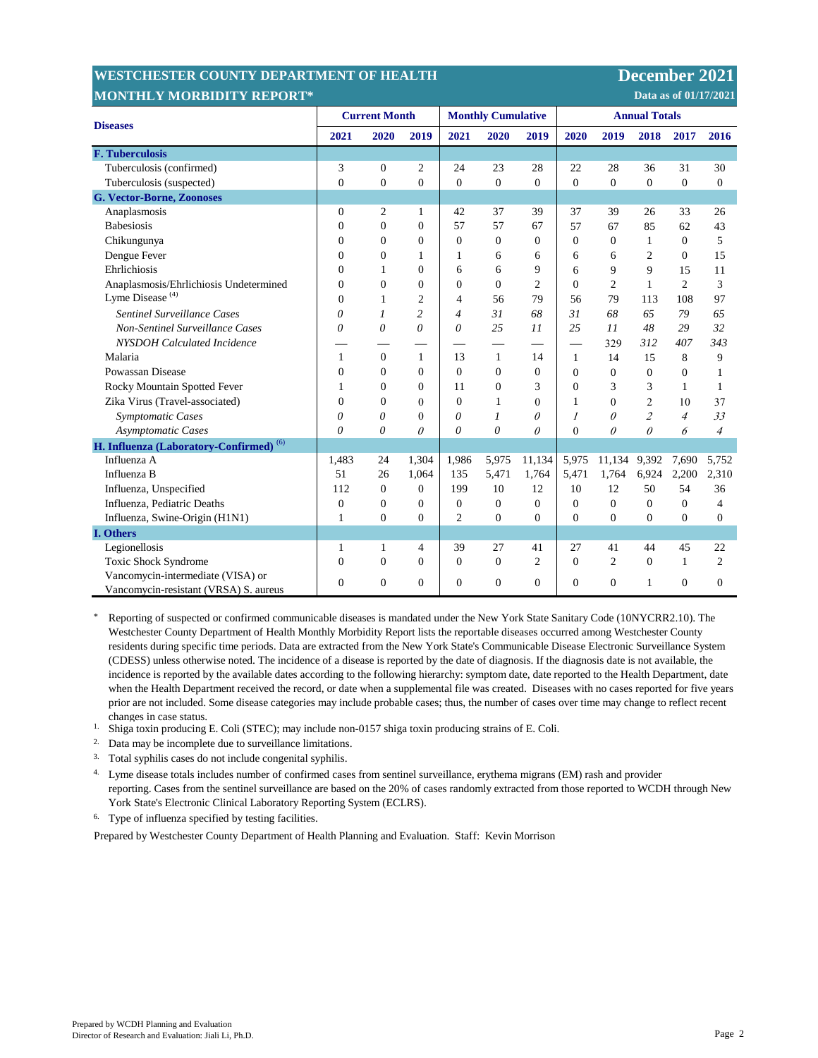# WESTCHESTER COUNTY DEPARTMENT OF HEALTH MONTHLY MORBIDITY REPORT*

**December 2021**

**Data as of 01/17/2021**

| Diseases | Current Month | | | Monthly Cumulative | | | Annual Totals | | | | |
|---|---|---|---|---|---|---|---|---|---|---|---|
| | 2021 | 2020 | 2019 | 2021 | 2020 | 2019 | 2020 | 2019 | 2018 | 2017 | 2016 |
| **F. Tuberculosis** | | | | | | | | | | | |
| Tuberculosis (confirmed) | 3 | 0 | 2 | 24 | 23 | 28 | 22 | 28 | 36 | 31 | 30 |
| Tuberculosis (suspected) | 0 | 0 | 0 | 0 | 0 | 0 | 0 | 0 | 0 | 0 | 0 |
| **G. Vector-Borne, Zoonoses** | | | | | | | | | | | |
| Anaplasmosis | 0 | 2 | 1 | 42 | 37 | 39 | 37 | 39 | 26 | 33 | 26 |
| Babesiosis | 0 | 0 | 0 | 57 | 57 | 67 | 57 | 67 | 85 | 62 | 43 |
| Chikungunya | 0 | 0 | 0 | 0 | 0 | 0 | 0 | 0 | 1 | 0 | 5 |
| Dengue Fever | 0 | 0 | 1 | 1 | 6 | 6 | 6 | 6 | 2 | 0 | 15 |
| Ehrlichiosis | 0 | 1 | 0 | 6 | 6 | 9 | 6 | 9 | 9 | 15 | 11 |
| Anaplasmosis/Ehrlichiosis Undetermined | 0 | 0 | 0 | 0 | 0 | 2 | 0 | 2 | 1 | 2 | 3 |
| Lyme Disease [4] | 0 | 1 | 2 | 4 | 56 | 79 | 56 | 79 | 113 | 108 | 97 |
| *Sentinel Surveillance Cases* | *0* | *1* | *2* | *4* | *31* | *68* | *31* | *68* | *65* | *79* | *65* |
| *Non-Sentinel Surveillance Cases* | *0* | *0* | *0* | *0* | *25* | *11* | *25* | *11* | *48* | *29* | *32* |
| *NYSDOH Calculated Incidence* | — | — | — | — | — | — | — | 329 | *312* | *407* | *343* |
| Malaria | 1 | 0 | 1 | 13 | 1 | 14 | 1 | 14 | 15 | 8 | 9 |
| Powassan Disease | 0 | 0 | 0 | 0 | 0 | 0 | 0 | 0 | 0 | 0 | 1 |
| Rocky Mountain Spotted Fever | 1 | 0 | 0 | 11 | 0 | 3 | 0 | 3 | 3 | 1 | 1 |
| Zika Virus (Travel-associated) | 0 | 0 | 0 | 0 | 1 | 0 | 1 | 0 | 2 | 10 | 37 |
| *Symptomatic Cases* | *0* | *0* | 0 | *0* | *1* | *0* | *1* | *0* | *2* | *4* | *33* |
| *Asymptomatic Cases* | *0* | *0* | *0* | *0* | *0* | *0* | 0 | *0* | *0* | *6* | *4* |
| **H. Influenza (Laboratory-Confirmed) [6]** | | | | | | | | | | | |
| Influenza A | 1,483 | 24 | 1,304 | 1,986 | 5,975 | 11,134 | 5,975 | 11,134 | 9,392 | 7,690 | 5,752 |
| Influenza B | 51 | 26 | 1,064 | 135 | 5,471 | 1,764 | 5,471 | 1,764 | 6,924 | 2,200 | 2,310 |
| Influenza, Unspecified | 112 | 0 | 0 | 199 | 10 | 12 | 10 | 12 | 50 | 54 | 36 |
| Influenza, Pediatric Deaths | 0 | 0 | 0 | 0 | 0 | 0 | 0 | 0 | 0 | 0 | 4 |
| Influenza, Swine-Origin (H1N1) | 1 | 0 | 0 | 2 | 0 | 0 | 0 | 0 | 0 | 0 | 0 |
| **I. Others** | | | | | | | | | | | |
| Legionellosis | 1 | 1 | 4 | 39 | 27 | 41 | 27 | 41 | 44 | 45 | 22 |
| Toxic Shock Syndrome | 0 | 0 | 0 | 0 | 0 | 2 | 0 | 2 | 0 | 1 | 2 |
| Vancomycin-intermediate (VISA) or Vancomycin-resistant (VRSA) S. aureus | 0 | 0 | 0 | 0 | 0 | 0 | 0 | 0 | 1 | 0 | 0 |

\* Reporting of suspected or confirmed communicable diseases is mandated under the New York State Sanitary Code (10NYCRR2.10). The Westchester County Department of Health Monthly Morbidity Report lists the reportable diseases occurred among Westchester County residents during specific time periods. Data are extracted from the New York State's Communicable Disease Electronic Surveillance System (CDESS) unless otherwise noted. The incidence of a disease is reported by the date of diagnosis. If the diagnosis date is not available, the incidence is reported by the available dates according to the following hierarchy: symptom date, date reported to the Health Department, date when the Health Department received the record, or date when a supplemental file was created. Diseases with no cases reported for five years prior are not included. Some disease categories may include probable cases; thus, the number of cases over time may change to reflect recent changes in case status.

1. Shiga toxin producing E. Coli (STEC); may include non-0157 shiga toxin producing strains of E. Coli.
2. Data may be incomplete due to surveillance limitations.
3. Total syphilis cases do not include congenital syphilis.
4. Lyme disease totals includes number of confirmed cases from sentinel surveillance, erythema migrans (EM) rash and provider reporting. Cases from the sentinel surveillance are based on the 20% of cases randomly extracted from those reported to WCDH through New York State's Electronic Clinical Laboratory Reporting System (ECLRS).
6. Type of influenza specified by testing facilities.

Prepared by Westchester County Department of Health Planning and Evaluation. Staff: Kevin Morrison

Prepared by WCDH Planning and Evaluation
Director of Research and Evaluation: Jiali Li, Ph.D.